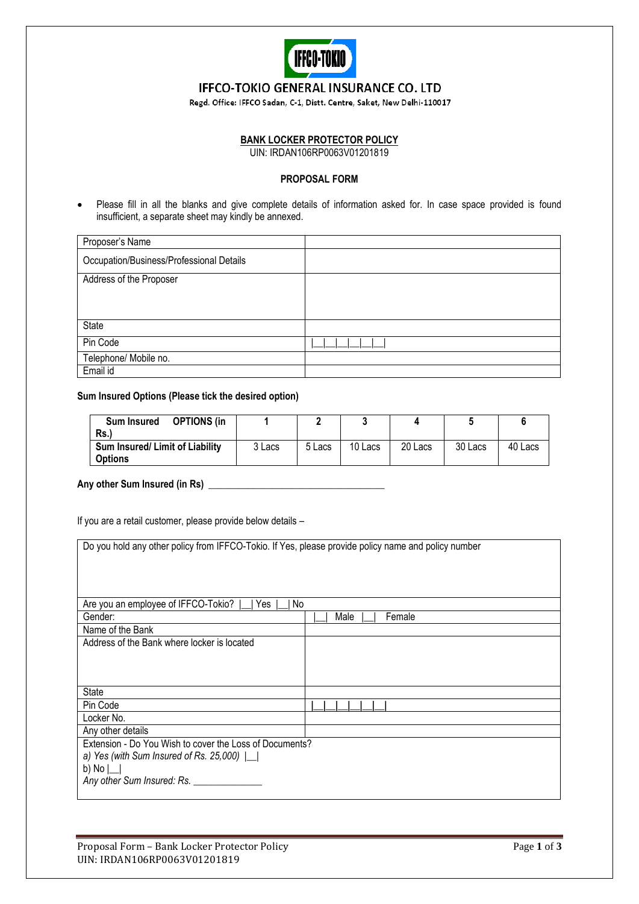# IFFCO-TOKIO GENERAL INSURANCE CO. LTD

Regd. Office: IFFCO Sadan, C-1, Distt. Centre, Saket, New Delhi-110017

## BANK LOCKER PROTECTOR POLICY

UIN: IRDAN106RP0063V01201819

### PROPOSAL FORM

- Please fill in all the blanks and give complete details of information asked for. In case space provided is found insufficient, a separate sheet may kindly be annexed.

| | |
|---|---|
| Proposer's Name | |
| Occupation/Business/Professional Details | |
| Address of the Proposer | |
| State | |
| Pin Code | \|__\|__\|__\|__\|__\|__\| |
| Telephone/ Mobile no. | |
| Email id | |

**Sum Insured Options (Please tick the desired option)**

| **Sum Insured OPTIONS (in Rs.)** | **1** | **2** | **3** | **4** | **5** | **6** |
|---|---|---|---|---|---|---|
| **Sum Insured/ Limit of Liability Options** | 3 Lacs | 5 Lacs | 10 Lacs | 20 Lacs | 30 Lacs | 40 Lacs |

**Any other Sum Insured (in Rs)** ___________________________________

If you are a retail customer, please provide below details –

| | |
|---|---|
| Do you hold any other policy from IFFCO-Tokio. If Yes, please provide policy name and policy number | |
| Are you an employee of IFFCO-Tokio? \|__\| Yes \|__\| No | |
| Gender: | \|__\| Male \|__\| Female |
| Name of the Bank | |
| Address of the Bank where locker is located | |
| State | |
| Pin Code | \|__\|__\|__\|__\|__\|__\| |
| Locker No. | |
| Any other details | |
| Extension - Do You Wish to cover the Loss of Documents?<br>*a) Yes (with Sum Insured of Rs. 25,000)* \|__\|<br>b) No \|__\|<br>*Any other Sum Insured: Rs.* ______________ | |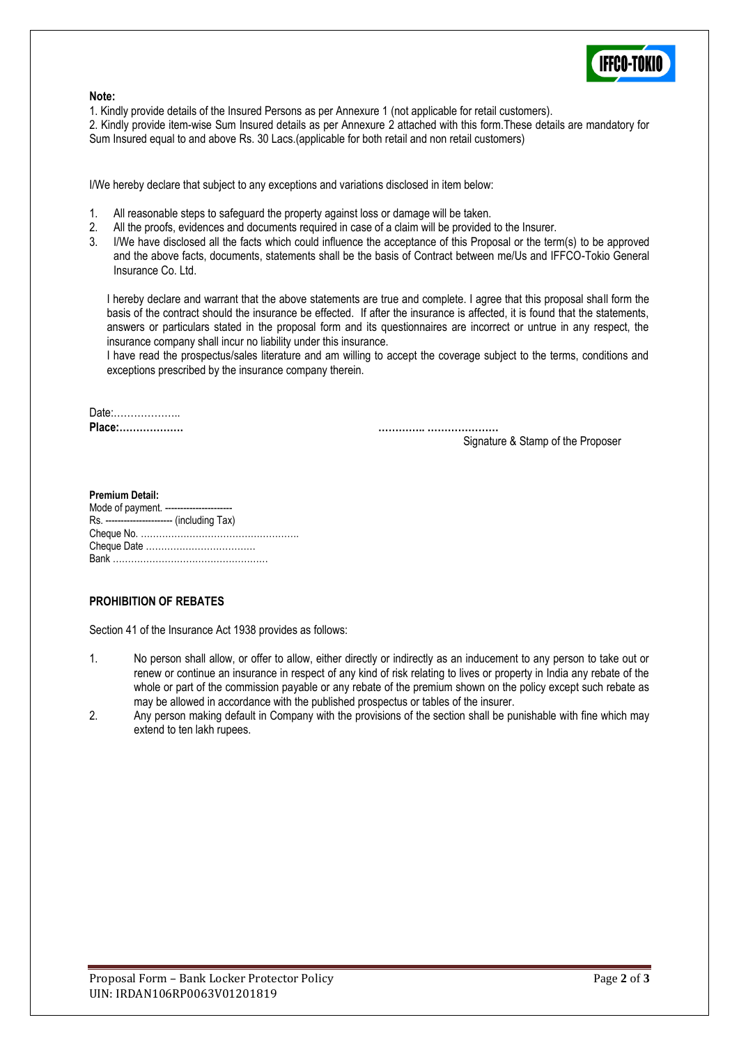**Note:**

1. Kindly provide details of the Insured Persons as per Annexure 1 (not applicable for retail customers).
2. Kindly provide item-wise Sum Insured details as per Annexure 2 attached with this form.These details are mandatory for Sum Insured equal to and above Rs. 30 Lacs.(applicable for both retail and non retail customers)

I/We hereby declare that subject to any exceptions and variations disclosed in item below:

1. All reasonable steps to safeguard the property against loss or damage will be taken.
2. All the proofs, evidences and documents required in case of a claim will be provided to the Insurer.
3. I/We have disclosed all the facts which could influence the acceptance of this Proposal or the term(s) to be approved and the above facts, documents, statements shall be the basis of Contract between me/Us and IFFCO-Tokio General Insurance Co. Ltd.

I hereby declare and warrant that the above statements are true and complete. I agree that this proposal shall form the basis of the contract should the insurance be effected. If after the insurance is affected, it is found that the statements, answers or particulars stated in the proposal form and its questionnaires are incorrect or untrue in any respect, the insurance company shall incur no liability under this insurance.

I have read the prospectus/sales literature and am willing to accept the coverage subject to the terms, conditions and exceptions prescribed by the insurance company therein.

Date:………………..

**Place:……………….** **………….. …………………**

Signature & Stamp of the Proposer

**Premium Detail:**

Mode of payment. ---------------------

Rs. --------------------- (including Tax)

Cheque No. ……………………………………………

Cheque Date ……………………………

Bank ……………………………………………

**PROHIBITION OF REBATES**

Section 41 of the Insurance Act 1938 provides as follows:

1. No person shall allow, or offer to allow, either directly or indirectly as an inducement to any person to take out or renew or continue an insurance in respect of any kind of risk relating to lives or property in India any rebate of the whole or part of the commission payable or any rebate of the premium shown on the policy except such rebate as may be allowed in accordance with the published prospectus or tables of the insurer.
2. Any person making default in Company with the provisions of the section shall be punishable with fine which may extend to ten lakh rupees.

Proposal Form – Bank Locker Protector Policy
UIN: IRDAN106RP0063V01201819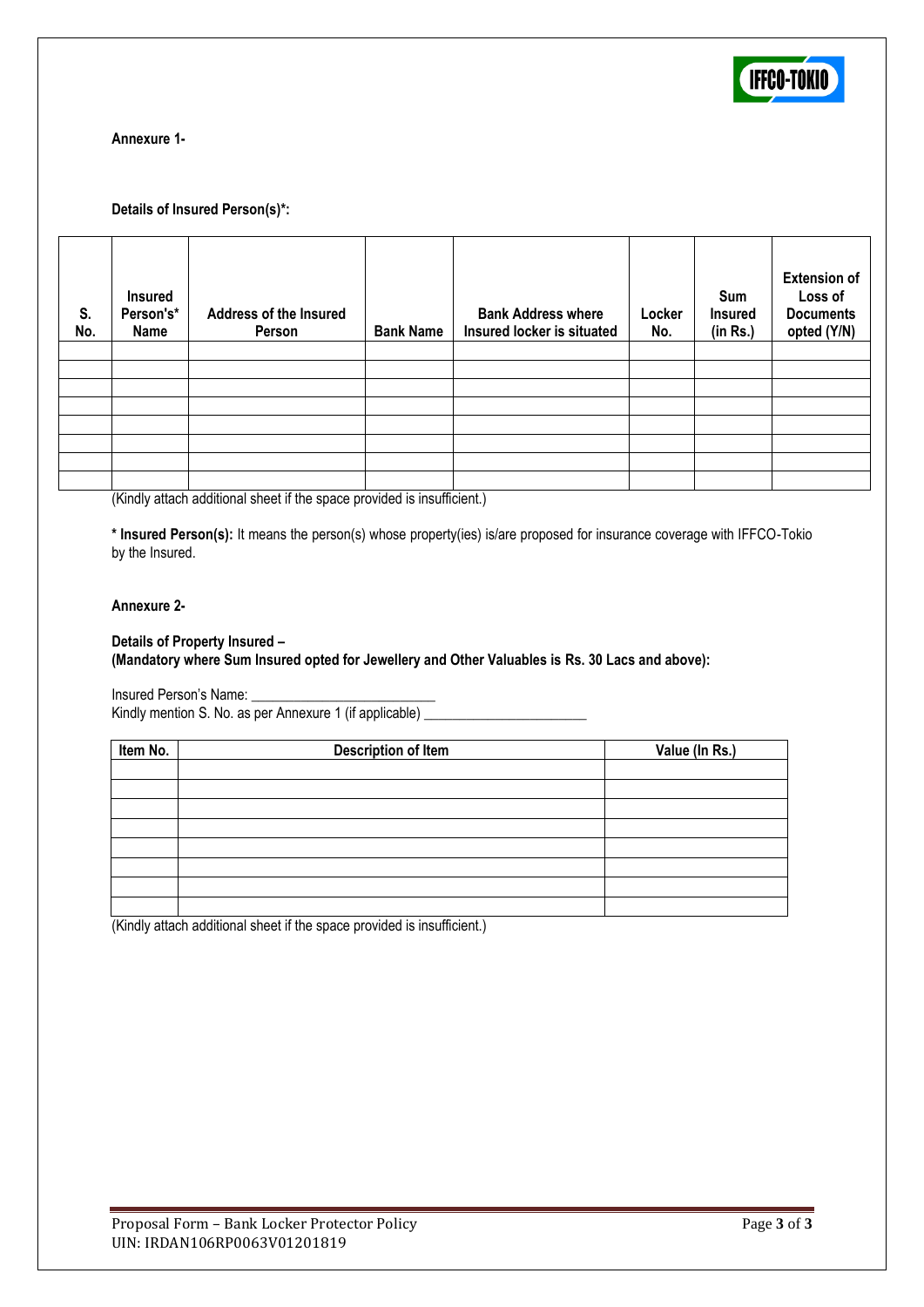**Annexure 1-**

**Details of Insured Person(s)*:**

| S. No. | Insured Person's* Name | Address of the Insured Person | Bank Name | Bank Address where Insured locker is situated | Locker No. | Sum Insured (in Rs.) | Extension of Loss of Documents opted (Y/N) |
|---|---|---|---|---|---|---|---|
| | | | | | | | |
| | | | | | | | |
| | | | | | | | |
| | | | | | | | |
| | | | | | | | |
| | | | | | | | |
| | | | | | | | |
| | | | | | | | |

(Kindly attach additional sheet if the space provided is insufficient.)

**\* Insured Person(s):** It means the person(s) whose property(ies) is/are proposed for insurance coverage with IFFCO-Tokio by the Insured.

**Annexure 2-**

**Details of Property Insured –**
**(Mandatory where Sum Insured opted for Jewellery and Other Valuables is Rs. 30 Lacs and above):**

Insured Person's Name: ___________________________
Kindly mention S. No. as per Annexure 1 (if applicable) _______________________

| Item No. | Description of Item | Value (In Rs.) |
|---|---|---|
| | | |
| | | |
| | | |
| | | |
| | | |
| | | |
| | | |
| | | |

(Kindly attach additional sheet if the space provided is insufficient.)

Proposal Form – Bank Locker Protector Policy
UIN: IRDAN106RP0063V01201819